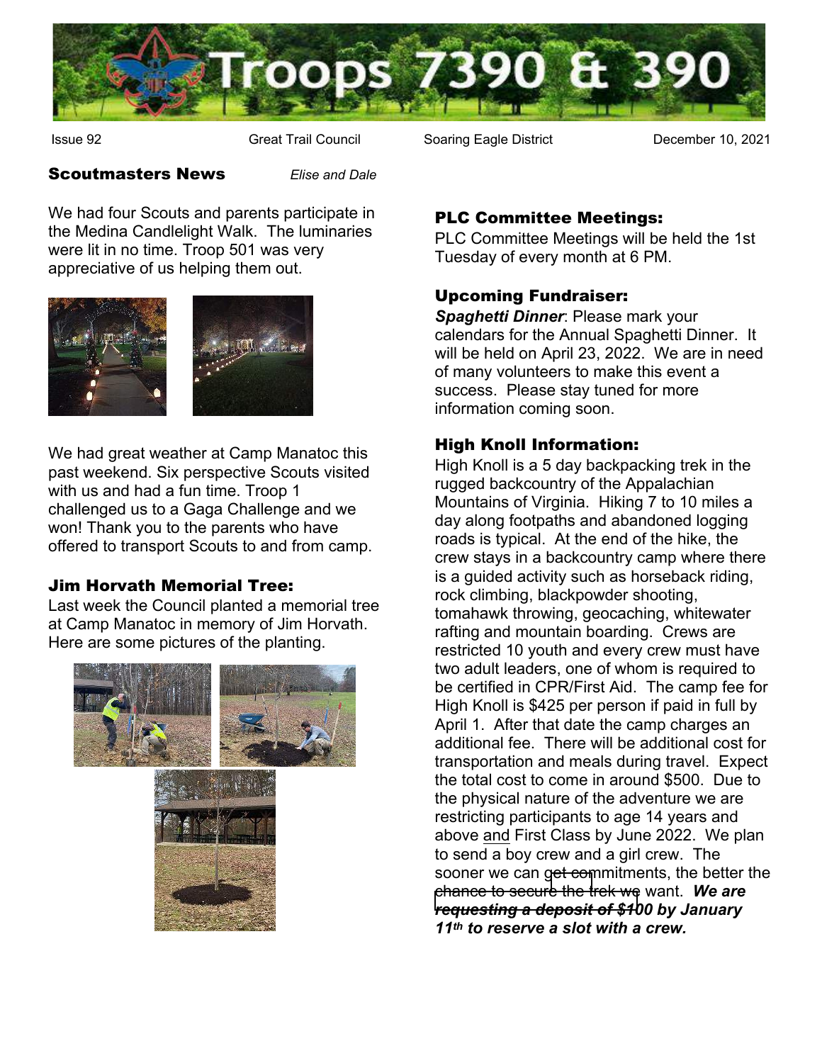# Troops 7390 & 390

Issue 92 | Great Trail Council | Soaring Eagle District | December 10, 2021

## Scoutmasters News

*Elise and Dale*

We had four Scouts and parents participate in the Medina Candlelight Walk. The luminaries were lit in no time. Troop 501 was very appreciative of us helping them out.

We had great weather at Camp Manatoc this past weekend. Six perspective Scouts visited with us and had a fun time. Troop 1 challenged us to a Gaga Challenge and we won! Thank you to the parents who have offered to transport Scouts to and from camp.

## Jim Horvath Memorial Tree:

Last week the Council planted a memorial tree at Camp Manatoc in memory of Jim Horvath. Here are some pictures of the planting.

## PLC Committee Meetings:

PLC Committee Meetings will be held the 1st Tuesday of every month at 6 PM.

## Upcoming Fundraiser:

***Spaghetti Dinner***: Please mark your calendars for the Annual Spaghetti Dinner. It will be held on April 23, 2022. We are in need of many volunteers to make this event a success. Please stay tuned for more information coming soon.

## High Knoll Information:

High Knoll is a 5 day backpacking trek in the rugged backcountry of the Appalachian Mountains of Virginia. Hiking 7 to 10 miles a day along footpaths and abandoned logging roads is typical. At the end of the hike, the crew stays in a backcountry camp where there is a guided activity such as horseback riding, rock climbing, blackpowder shooting, tomahawk throwing, geocaching, whitewater rafting and mountain boarding. Crews are restricted 10 youth and every crew must have two adult leaders, one of whom is required to be certified in CPR/First Aid. The camp fee for High Knoll is $425 per person if paid in full by April 1. After that date the camp charges an additional fee. There will be additional cost for transportation and meals during travel. Expect the total cost to come in around $500. Due to the physical nature of the adventure we are restricting participants to age 14 years and above and First Class by June 2022. We plan to send a boy crew and a girl crew. The sooner we can get commitments, the better the chance to secure the trek we want. ***We are requesting a deposit of $100 by January 11th to reserve a slot with a crew.***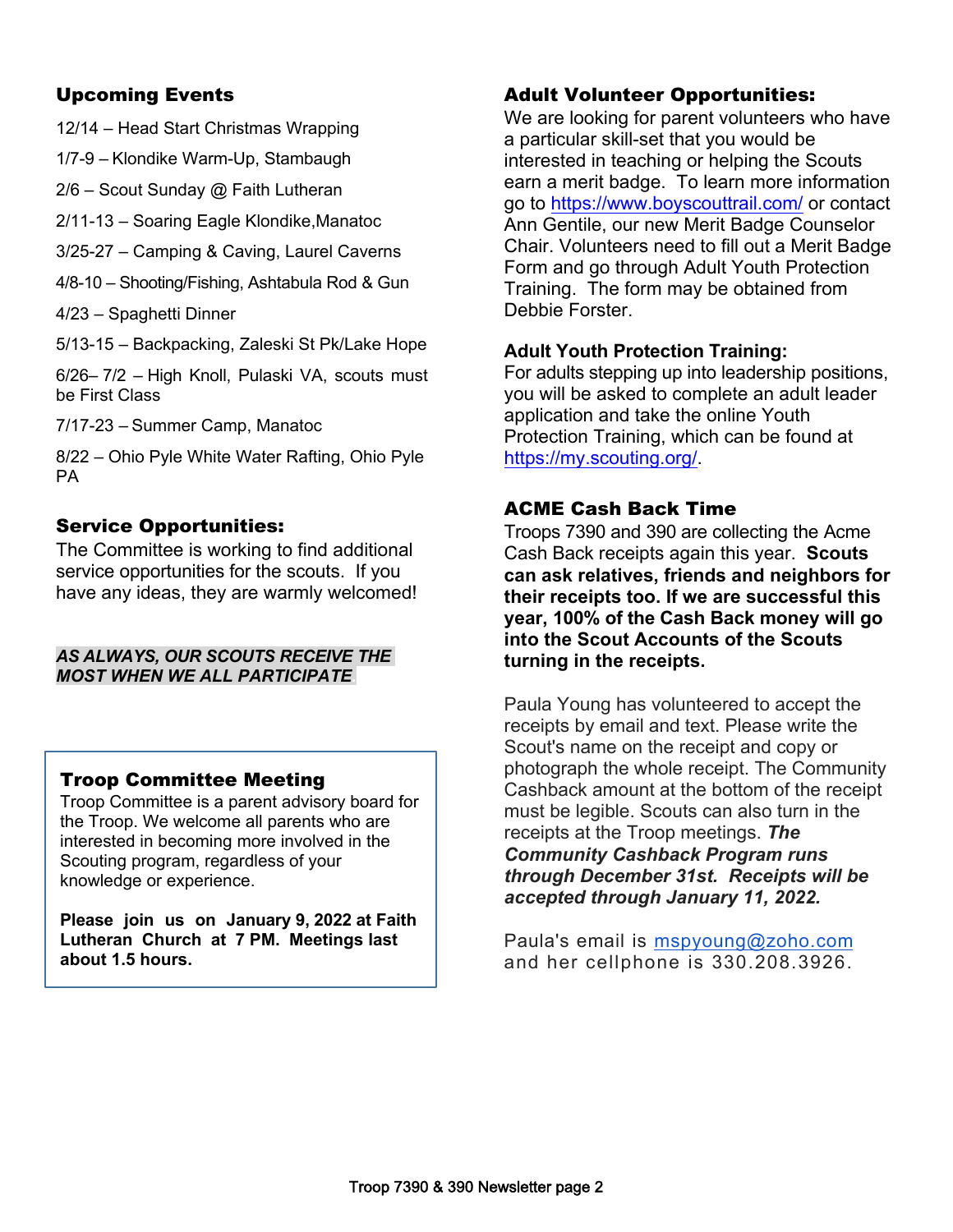## Upcoming Events

12/14 – Head Start Christmas Wrapping

1/7-9 – Klondike Warm-Up, Stambaugh

2/6 – Scout Sunday @ Faith Lutheran

2/11-13 – Soaring Eagle Klondike,Manatoc

3/25-27 – Camping & Caving, Laurel Caverns

4/8-10 – Shooting/Fishing, Ashtabula Rod & Gun

4/23 – Spaghetti Dinner

5/13-15 – Backpacking, Zaleski St Pk/Lake Hope

6/26– 7/2 – High Knoll, Pulaski VA, scouts must be First Class

7/17-23 – Summer Camp, Manatoc

8/22 – Ohio Pyle White Water Rafting, Ohio Pyle PA

## Service Opportunities:

The Committee is working to find additional service opportunities for the scouts. If you have any ideas, they are warmly welcomed!

***AS ALWAYS, OUR SCOUTS RECEIVE THE MOST WHEN WE ALL PARTICIPATE***

## Troop Committee Meeting

Troop Committee is a parent advisory board for the Troop. We welcome all parents who are interested in becoming more involved in the Scouting program, regardless of your knowledge or experience.

**Please join us on January 9, 2022 at Faith Lutheran Church at 7 PM. Meetings last about 1.5 hours.**

## Adult Volunteer Opportunities:

We are looking for parent volunteers who have a particular skill-set that you would be interested in teaching or helping the Scouts earn a merit badge. To learn more information go to https://www.boyscouttrail.com/ or contact Ann Gentile, our new Merit Badge Counselor Chair. Volunteers need to fill out a Merit Badge Form and go through Adult Youth Protection Training. The form may be obtained from Debbie Forster.

### Adult Youth Protection Training:

For adults stepping up into leadership positions, you will be asked to complete an adult leader application and take the online Youth Protection Training, which can be found at https://my.scouting.org/.

## ACME Cash Back Time

Troops 7390 and 390 are collecting the Acme Cash Back receipts again this year. **Scouts can ask relatives, friends and neighbors for their receipts too. If we are successful this year, 100% of the Cash Back money will go into the Scout Accounts of the Scouts turning in the receipts.**

Paula Young has volunteered to accept the receipts by email and text. Please write the Scout's name on the receipt and copy or photograph the whole receipt. The Community Cashback amount at the bottom of the receipt must be legible. Scouts can also turn in the receipts at the Troop meetings. ***The Community Cashback Program runs through December 31st. Receipts will be accepted through January 11, 2022.***

Paula's email is mspyoung@zoho.com and her cellphone is 330.208.3926.